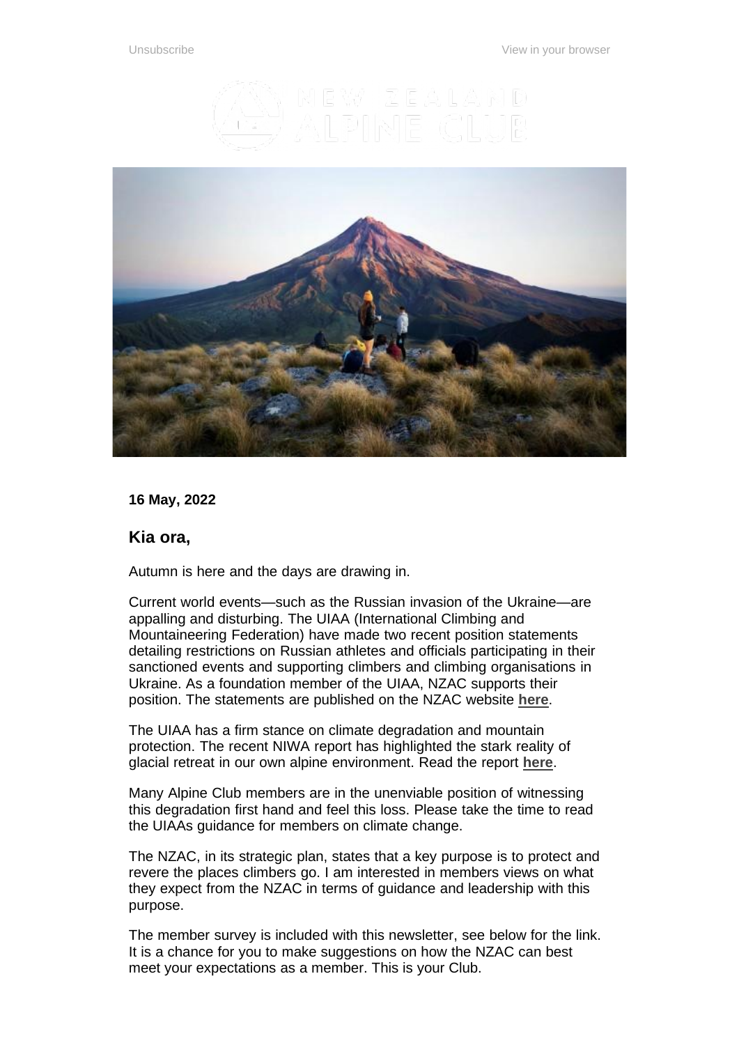Unsubscribe

View in your browser

**16 May, 2022**

## Kia ora,

Autumn is here and the days are drawing in.

Current world events—such as the Russian invasion of the Ukraine—are appalling and disturbing. The UIAA (International Climbing and Mountaineering Federation) have made two recent position statements detailing restrictions on Russian athletes and officials participating in their sanctioned events and supporting climbers and climbing organisations in Ukraine. As a foundation member of the UIAA, NZAC supports their position. The statements are published on the NZAC website **here**.

The UIAA has a firm stance on climate degradation and mountain protection. The recent NIWA report has highlighted the stark reality of glacial retreat in our own alpine environment. Read the report **here**.

Many Alpine Club members are in the unenviable position of witnessing this degradation first hand and feel this loss. Please take the time to read the UIAAs guidance for members on climate change.

The NZAC, in its strategic plan, states that a key purpose is to protect and revere the places climbers go. I am interested in members views on what they expect from the NZAC in terms of guidance and leadership with this purpose.

The member survey is included with this newsletter, see below for the link. It is a chance for you to make suggestions on how the NZAC can best meet your expectations as a member. This is your Club.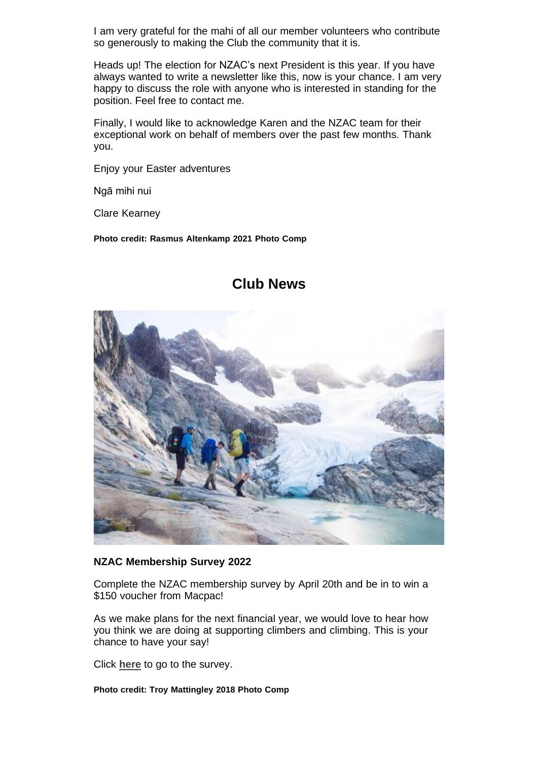I am very grateful for the mahi of all our member volunteers who contribute so generously to making the Club the community that it is.

Heads up! The election for NZAC's next President is this year. If you have always wanted to write a newsletter like this, now is your chance. I am very happy to discuss the role with anyone who is interested in standing for the position. Feel free to contact me.

Finally, I would like to acknowledge Karen and the NZAC team for their exceptional work on behalf of members over the past few months. Thank you.

Enjoy your Easter adventures

Ngā mihi nui

Clare Kearney

**Photo credit: Rasmus Altenkamp 2021 Photo Comp**

## Club News

**NZAC Membership Survey 2022**

Complete the NZAC membership survey by April 20th and be in to win a $150 voucher from Macpac!

As we make plans for the next financial year, we would love to hear how you think we are doing at supporting climbers and climbing. This is your chance to have your say!

Click **here** to go to the survey.

**Photo credit: Troy Mattingley 2018 Photo Comp**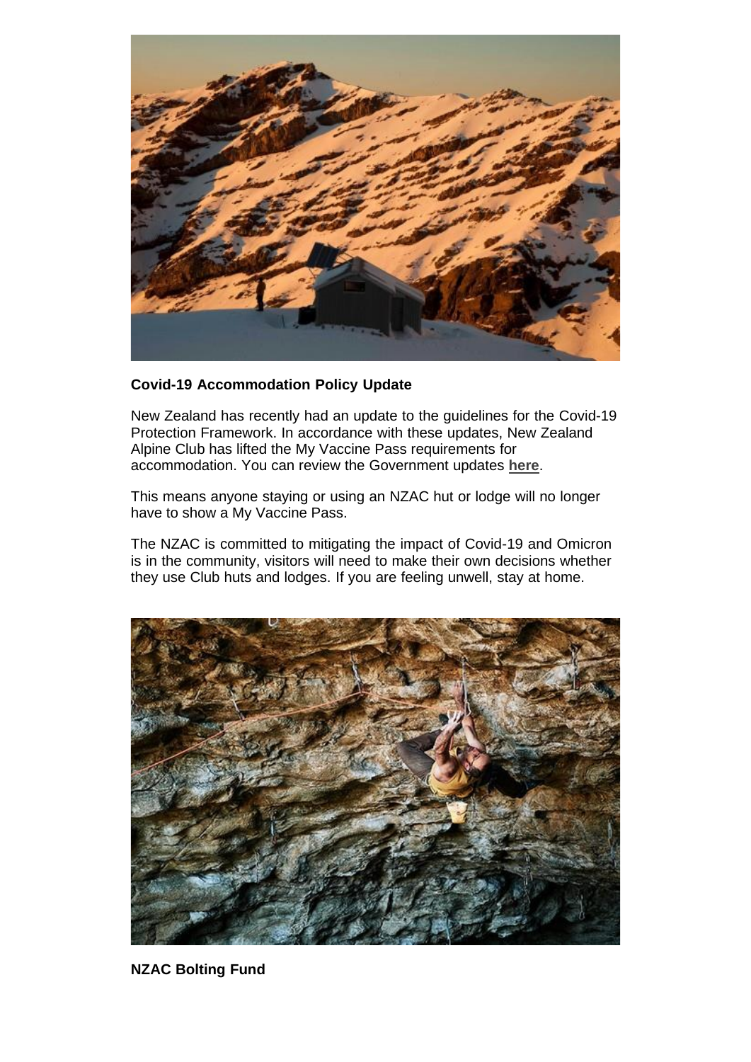**Covid-19 Accommodation Policy Update**

New Zealand has recently had an update to the guidelines for the Covid-19 Protection Framework. In accordance with these updates, New Zealand Alpine Club has lifted the My Vaccine Pass requirements for accommodation. You can review the Government updates **here**.

This means anyone staying or using an NZAC hut or lodge will no longer have to show a My Vaccine Pass.

The NZAC is committed to mitigating the impact of Covid-19 and Omicron is in the community, visitors will need to make their own decisions whether they use Club huts and lodges. If you are feeling unwell, stay at home.

**NZAC Bolting Fund**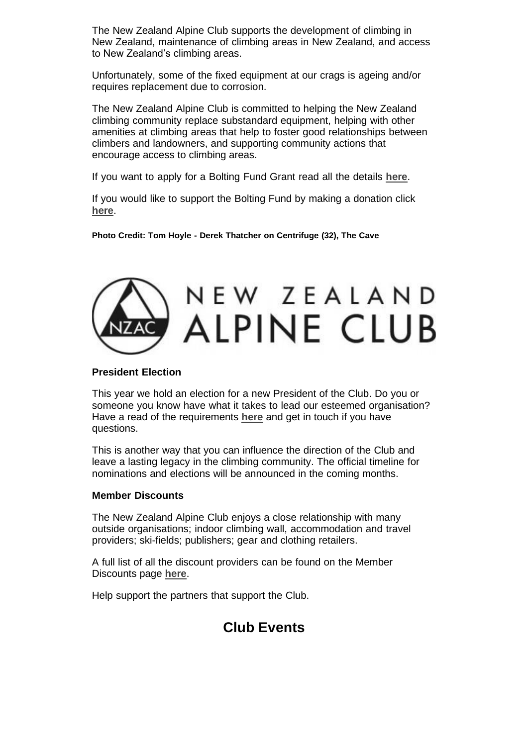The New Zealand Alpine Club supports the development of climbing in New Zealand, maintenance of climbing areas in New Zealand, and access to New Zealand's climbing areas.

Unfortunately, some of the fixed equipment at our crags is ageing and/or requires replacement due to corrosion.

The New Zealand Alpine Club is committed to helping the New Zealand climbing community replace substandard equipment, helping with other amenities at climbing areas that help to foster good relationships between climbers and landowners, and supporting community actions that encourage access to climbing areas.

If you want to apply for a Bolting Fund Grant read all the details **here**.

If you would like to support the Bolting Fund by making a donation click **here**.

**Photo Credit: Tom Hoyle - Derek Thatcher on Centrifuge (32), The Cave**

NZAC NEW ZEALAND ALPINE CLUB

**President Election**

This year we hold an election for a new President of the Club. Do you or someone you know have what it takes to lead our esteemed organisation? Have a read of the requirements **here** and get in touch if you have questions.

This is another way that you can influence the direction of the Club and leave a lasting legacy in the climbing community. The official timeline for nominations and elections will be announced in the coming months.

**Member Discounts**

The New Zealand Alpine Club enjoys a close relationship with many outside organisations; indoor climbing wall, accommodation and travel providers; ski-fields; publishers; gear and clothing retailers.

A full list of all the discount providers can be found on the Member Discounts page **here**.

Help support the partners that support the Club.

## Club Events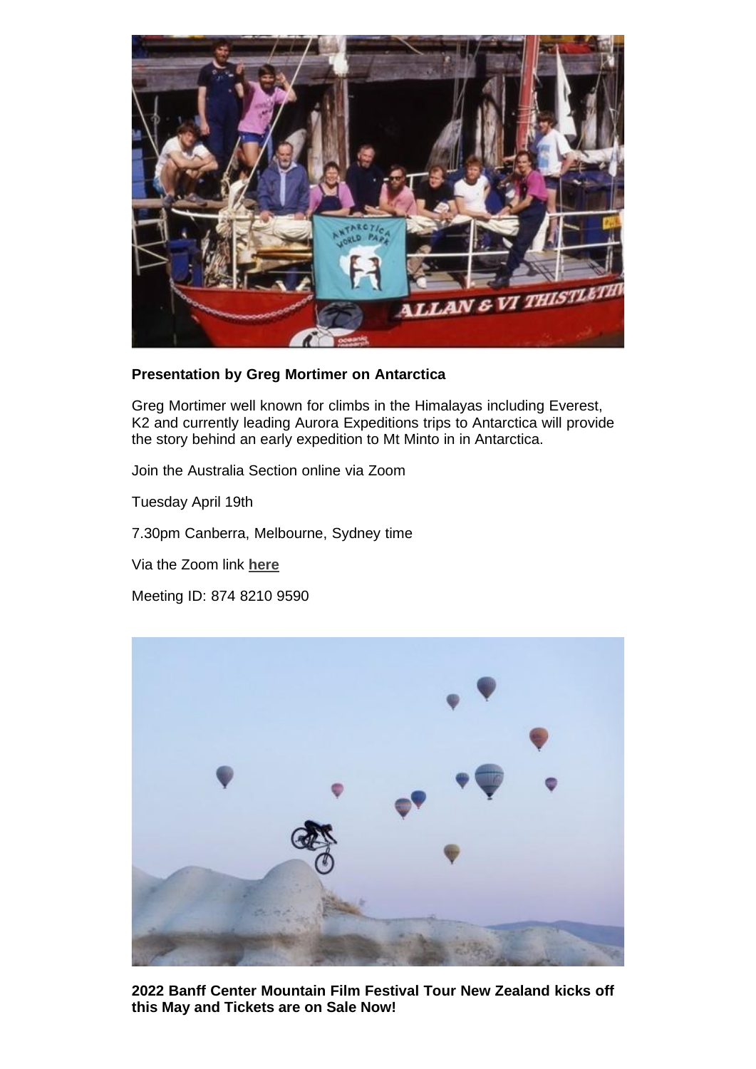**Presentation by Greg Mortimer on Antarctica**

Greg Mortimer well known for climbs in the Himalayas including Everest, K2 and currently leading Aurora Expeditions trips to Antarctica will provide the story behind an early expedition to Mt Minto in in Antarctica.

Join the Australia Section online via Zoom

Tuesday April 19th

7.30pm Canberra, Melbourne, Sydney time

Via the Zoom link **here**

Meeting ID: 874 8210 9590

**2022 Banff Center Mountain Film Festival Tour New Zealand kicks off this May and Tickets are on Sale Now!**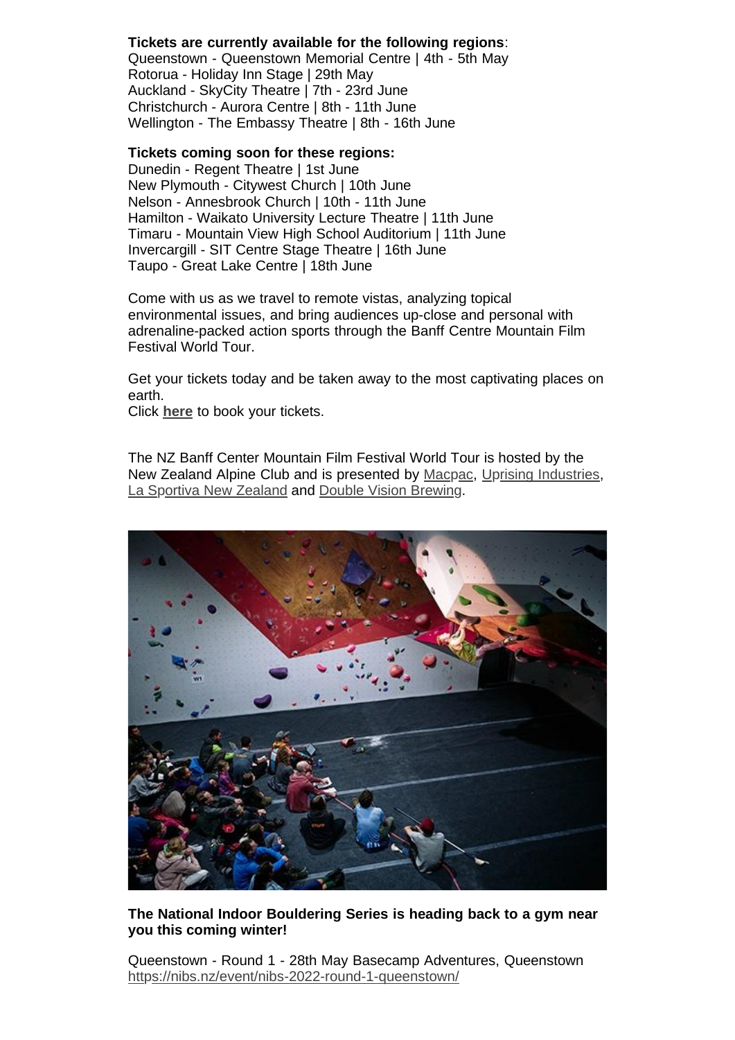**Tickets are currently available for the following regions**:
Queenstown - Queenstown Memorial Centre | 4th - 5th May
Rotorua - Holiday Inn Stage | 29th May
Auckland - SkyCity Theatre | 7th - 23rd June
Christchurch - Aurora Centre | 8th - 11th June
Wellington - The Embassy Theatre | 8th - 16th June

**Tickets coming soon for these regions:**
Dunedin - Regent Theatre | 1st June
New Plymouth - Citywest Church | 10th June
Nelson - Annesbrook Church | 10th - 11th June
Hamilton - Waikato University Lecture Theatre | 11th June
Timaru - Mountain View High School Auditorium | 11th June
Invercargill - SIT Centre Stage Theatre | 16th June
Taupo - Great Lake Centre | 18th June

Come with us as we travel to remote vistas, analyzing topical environmental issues, and bring audiences up-close and personal with adrenaline-packed action sports through the Banff Centre Mountain Film Festival World Tour.

Get your tickets today and be taken away to the most captivating places on earth.
Click **here** to book your tickets.

The NZ Banff Center Mountain Film Festival World Tour is hosted by the New Zealand Alpine Club and is presented by Macpac, Uprising Industries, La Sportiva New Zealand and Double Vision Brewing.

**The National Indoor Bouldering Series is heading back to a gym near you this coming winter!**

Queenstown - Round 1 - 28th May Basecamp Adventures, Queenstown
https://nibs.nz/event/nibs-2022-round-1-queenstown/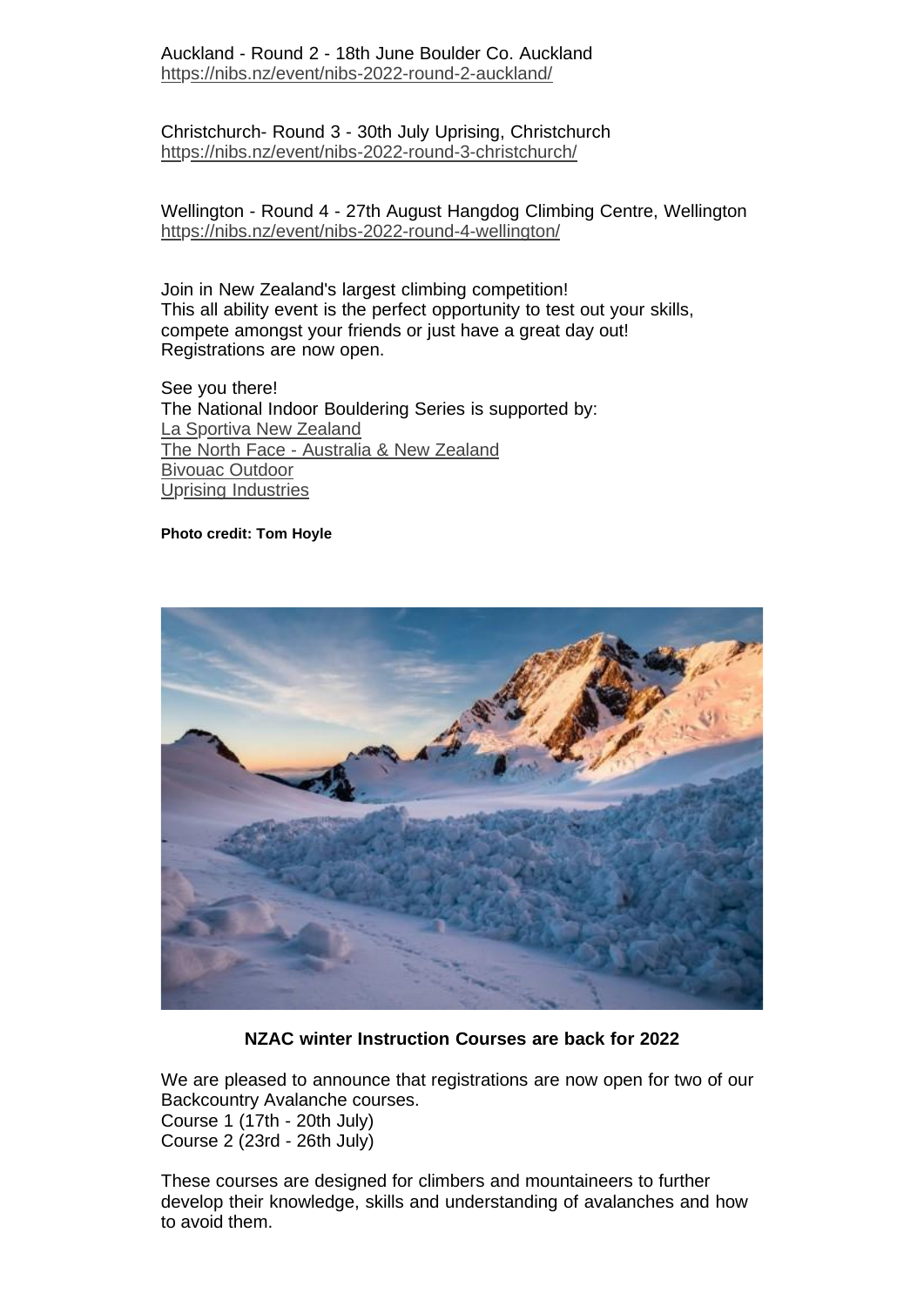Auckland - Round 2 - 18th June Boulder Co. Auckland
https://nibs.nz/event/nibs-2022-round-2-auckland/

Christchurch- Round 3 - 30th July Uprising, Christchurch
https://nibs.nz/event/nibs-2022-round-3-christchurch/

Wellington - Round 4 - 27th August Hangdog Climbing Centre, Wellington
https://nibs.nz/event/nibs-2022-round-4-wellington/

Join in New Zealand's largest climbing competition!
This all ability event is the perfect opportunity to test out your skills, compete amongst your friends or just have a great day out!
Registrations are now open.

See you there!
The National Indoor Bouldering Series is supported by:
La Sportiva New Zealand
The North Face - Australia & New Zealand
Bivouac Outdoor
Uprising Industries

**Photo credit: Tom Hoyle**

**NZAC winter Instruction Courses are back for 2022**

We are pleased to announce that registrations are now open for two of our Backcountry Avalanche courses.
Course 1 (17th - 20th July)
Course 2 (23rd - 26th July)

These courses are designed for climbers and mountaineers to further develop their knowledge, skills and understanding of avalanches and how to avoid them.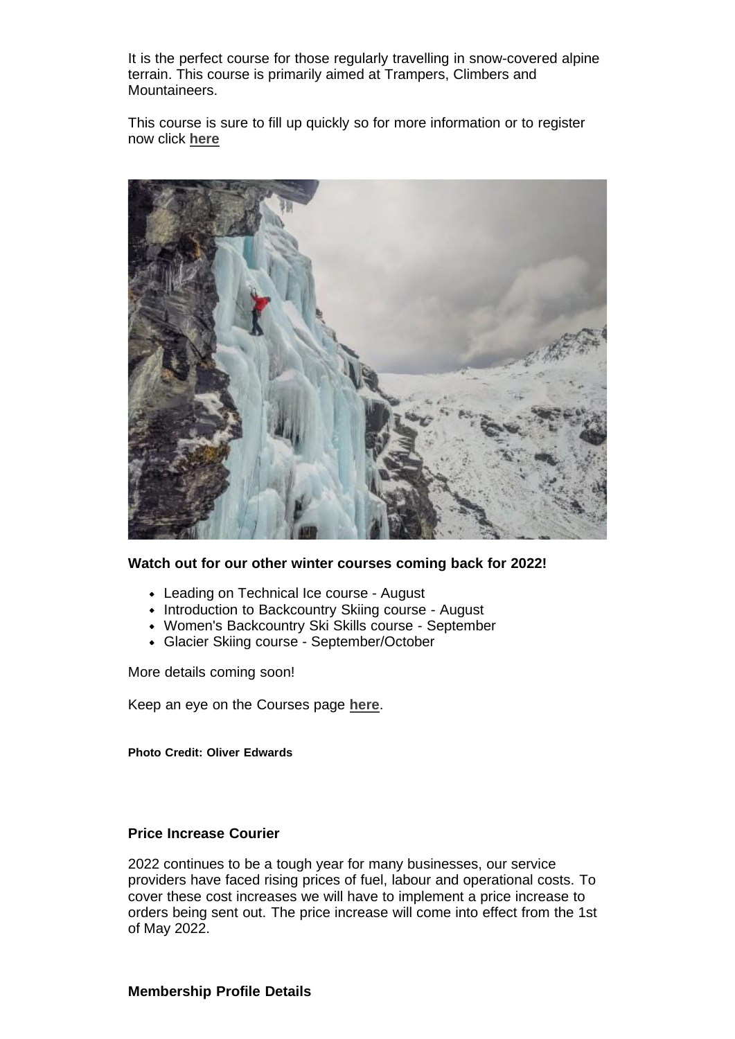It is the perfect course for those regularly travelling in snow-covered alpine terrain. This course is primarily aimed at Trampers, Climbers and Mountaineers.

This course is sure to fill up quickly so for more information or to register now click **here**

**Watch out for our other winter courses coming back for 2022!**

- Leading on Technical Ice course - August
- Introduction to Backcountry Skiing course - August
- Women's Backcountry Ski Skills course - September
- Glacier Skiing course - September/October

More details coming soon!

Keep an eye on the Courses page **here**.

**Photo Credit: Oliver Edwards**

**Price Increase Courier**

2022 continues to be a tough year for many businesses, our service providers have faced rising prices of fuel, labour and operational costs. To cover these cost increases we will have to implement a price increase to orders being sent out. The price increase will come into effect from the 1st of May 2022.

**Membership Profile Details**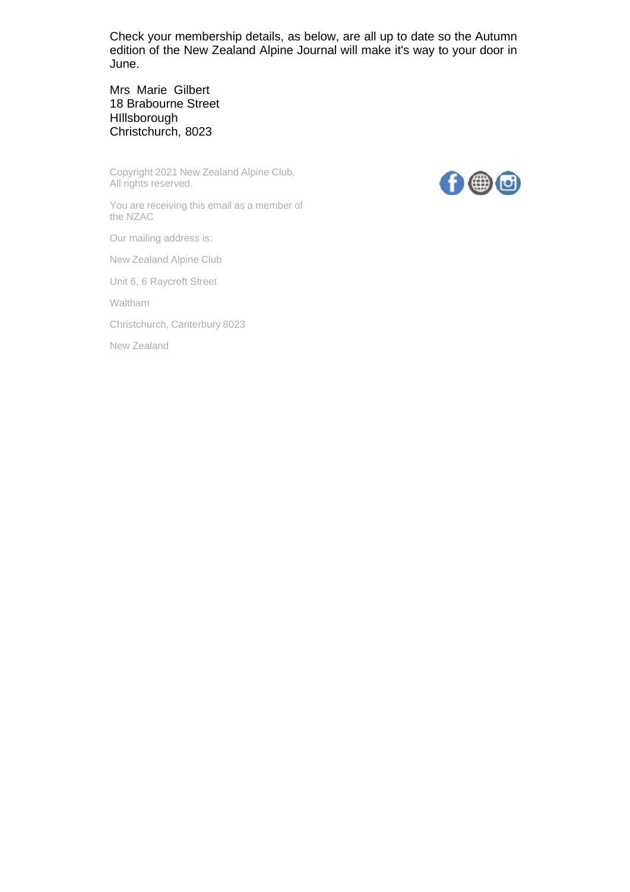Check your membership details, as below, are all up to date so the Autumn edition of the New Zealand Alpine Journal will make it's way to your door in June.

Mrs Marie Gilbert
18 Brabourne Street
HIllsborough
Christchurch, 8023

Copyright 2021 New Zealand Alpine Club,
All rights reserved.

You are receiving this email as a member of the NZAC

Our mailing address is:

New Zealand Alpine Club

Unit 6, 6 Raycroft Street

Waltham

Christchurch, Canterbury 8023

New Zealand